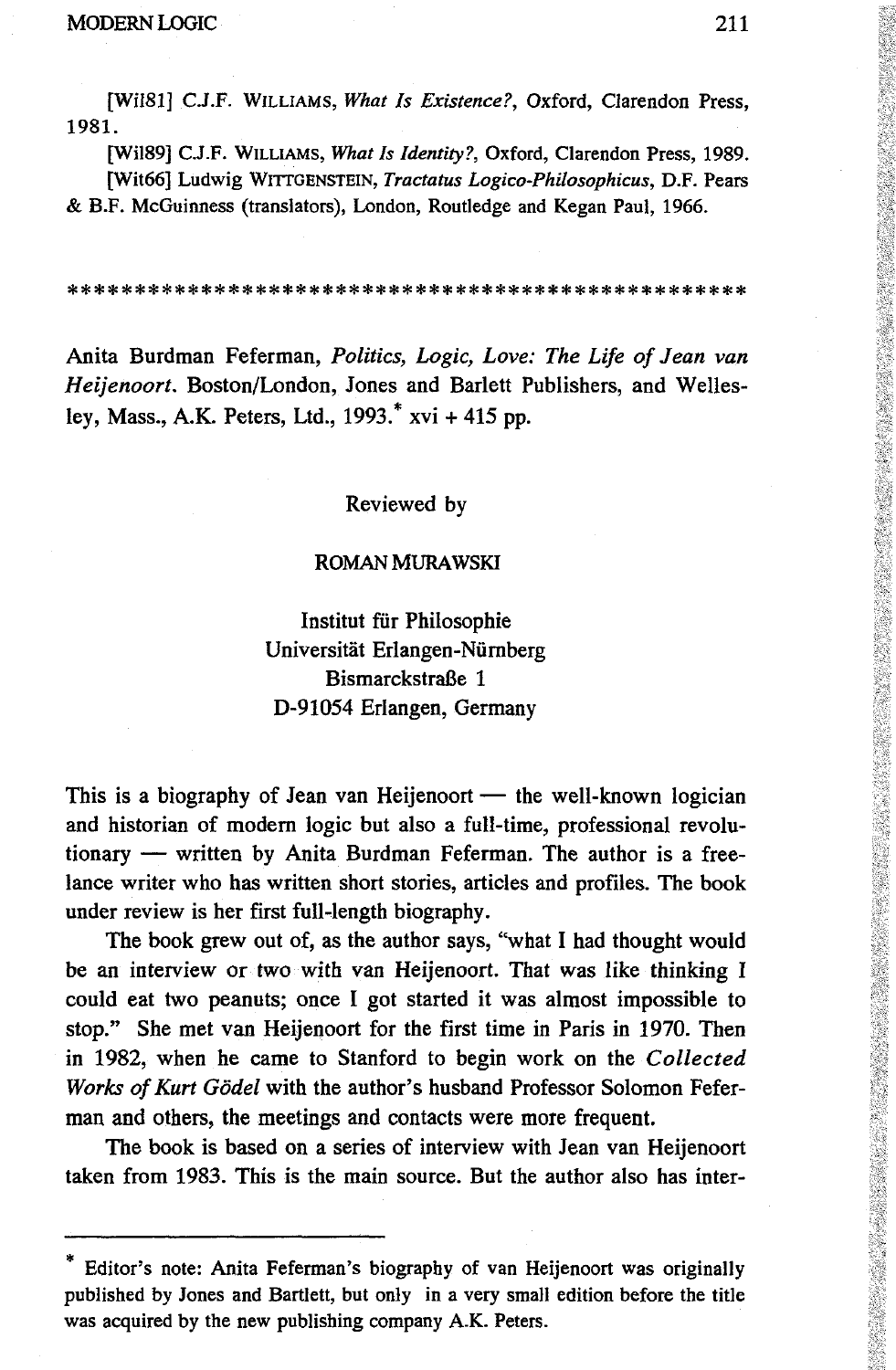[Wil81] C.J.F. WILLIAMS, *What Is Existence?*, Oxford, Clarendon Press, 1981.

[Wil89] C.J.F. WILLIAMS, *What Is Identity?*, Oxford, Clarendon Press, 1989.

[Wit66] Ludwig WITTGENSTEIN, *Tractatus Logico-Philosophicus*, D.F. Pears & B.F. McGuinness (translators), London, Routledge and Kegan Paul, 1966.

\*\*\*\*\*\*\*\*\*\*\*\*\*\*\*\*\*\*\*\*\*\*\*\*\*\*\*\*\*\*\*\*\*\*\*\*\*\*\*\*\*\*\*\*\*\*\*\*\*\*\*\*

Anita Burdman Feferman, *Politics, Logic, Love: The Life of Jean van Heijenoort*. Boston/London, Jones and Barlett Publishers, and Wellesley, Mass., A.K. Peters, Ltd., 1993.* xvi + 415 pp.

Reviewed by

ROMAN MURAWSKI

Institut für Philosophie
Universität Erlangen-Nürnberg
Bismarckstraße 1
D-91054 Erlangen, Germany

This is a biography of Jean van Heijenoort — the well-known logician and historian of modern logic but also a full-time, professional revolutionary — written by Anita Burdman Feferman. The author is a freelance writer who has written short stories, articles and profiles. The book under review is her first full-length biography.

The book grew out of, as the author says, "what I had thought would be an interview or two with van Heijenoort. That was like thinking I could eat two peanuts; once I got started it was almost impossible to stop." She met van Heijenoort for the first time in Paris in 1970. Then in 1982, when he came to Stanford to begin work on the *Collected Works of Kurt Gödel* with the author's husband Professor Solomon Feferman and others, the meetings and contacts were more frequent.

The book is based on a series of interview with Jean van Heijenoort taken from 1983. This is the main source. But the author also has inter-

---

\* Editor's note: Anita Feferman's biography of van Heijenoort was originally published by Jones and Bartlett, but only in a very small edition before the title was acquired by the new publishing company A.K. Peters.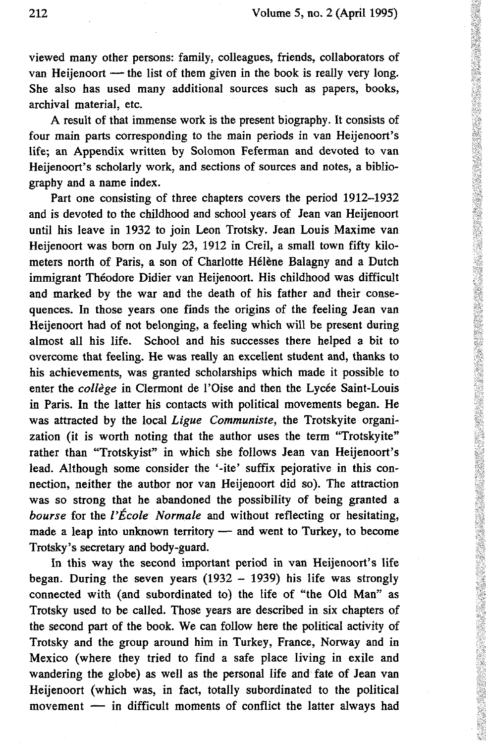viewed many other persons: family, colleagues, friends, collaborators of van Heijenoort — the list of them given in the book is really very long. She also has used many additional sources such as papers, books, archival material, etc.

A result of that immense work is the present biography. It consists of four main parts corresponding to the main periods in van Heijenoort's life; an Appendix written by Solomon Feferman and devoted to van Heijenoort's scholarly work, and sections of sources and notes, a bibliography and a name index.

Part one consisting of three chapters covers the period 1912–1932 and is devoted to the childhood and school years of Jean van Heijenoort until his leave in 1932 to join Leon Trotsky. Jean Louis Maxime van Heijenoort was born on July 23, 1912 in Creil, a small town fifty kilometers north of Paris, a son of Charlotte Hélène Balagny and a Dutch immigrant Théodore Didier van Heijenoort. His childhood was difficult and marked by the war and the death of his father and their consequences. In those years one finds the origins of the feeling Jean van Heijenoort had of not belonging, a feeling which will be present during almost all his life. School and his successes there helped a bit to overcome that feeling. He was really an excellent student and, thanks to his achievements, was granted scholarships which made it possible to enter the *collège* in Clermont de l'Oise and then the Lycée Saint-Louis in Paris. In the latter his contacts with political movements began. He was attracted by the local *Ligue Communiste*, the Trotskyite organization (it is worth noting that the author uses the term "Trotskyite" rather than "Trotskyist" in which she follows Jean van Heijenoort's lead. Although some consider the '-ite' suffix pejorative in this connection, neither the author nor van Heijenoort did so). The attraction was so strong that he abandoned the possibility of being granted a *bourse* for the *l'École Normale* and without reflecting or hesitating, made a leap into unknown territory — and went to Turkey, to become Trotsky's secretary and body-guard.

In this way the second important period in van Heijenoort's life began. During the seven years (1932 – 1939) his life was strongly connected with (and subordinated to) the life of "the Old Man" as Trotsky used to be called. Those years are described in six chapters of the second part of the book. We can follow here the political activity of Trotsky and the group around him in Turkey, France, Norway and in Mexico (where they tried to find a safe place living in exile and wandering the globe) as well as the personal life and fate of Jean van Heijenoort (which was, in fact, totally subordinated to the political movement — in difficult moments of conflict the latter always had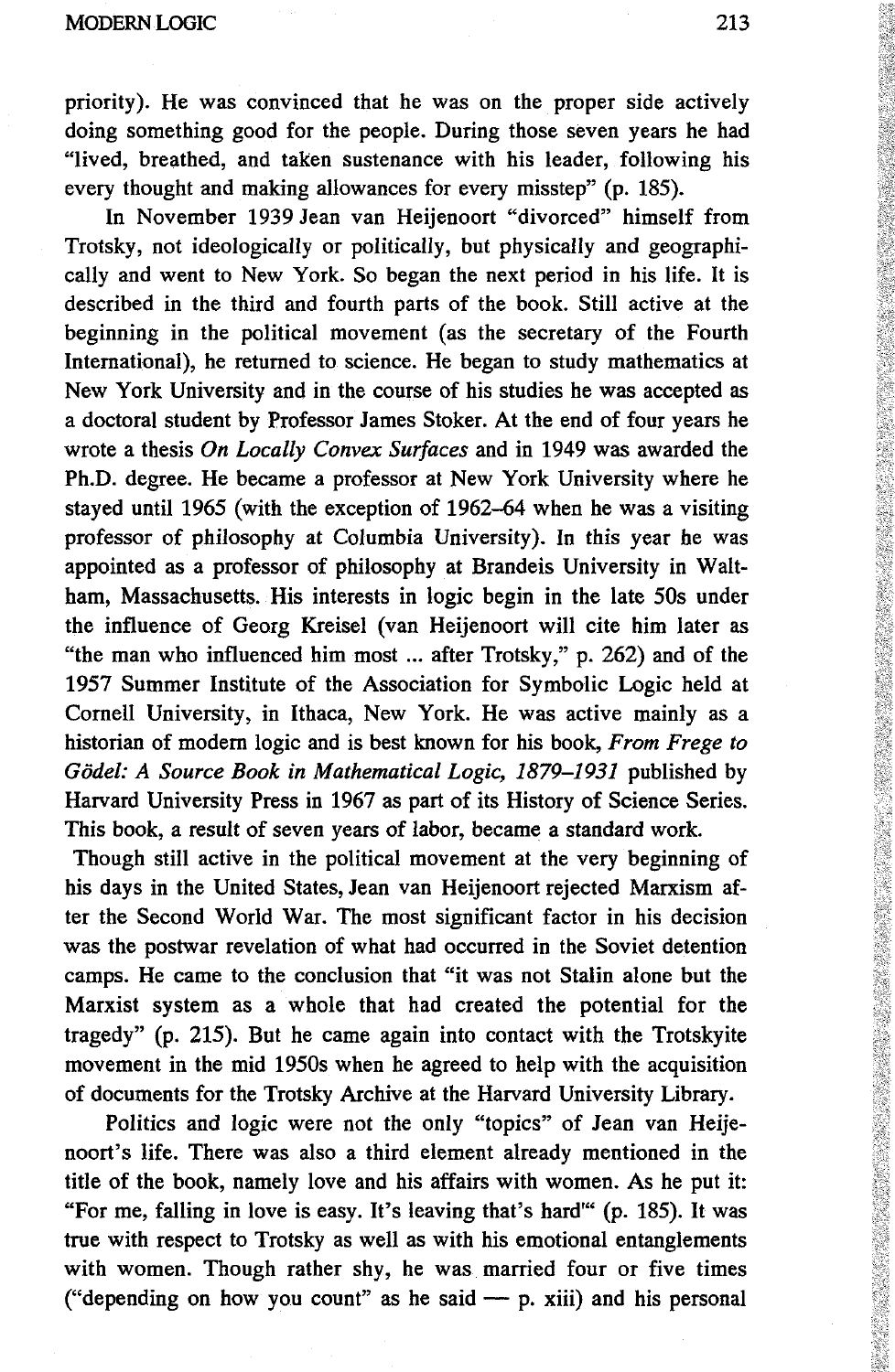priority). He was convinced that he was on the proper side actively doing something good for the people. During those seven years he had "lived, breathed, and taken sustenance with his leader, following his every thought and making allowances for every misstep" (p. 185).

In November 1939 Jean van Heijenoort "divorced" himself from Trotsky, not ideologically or politically, but physically and geographically and went to New York. So began the next period in his life. It is described in the third and fourth parts of the book. Still active at the beginning in the political movement (as the secretary of the Fourth International), he returned to science. He began to study mathematics at New York University and in the course of his studies he was accepted as a doctoral student by Professor James Stoker. At the end of four years he wrote a thesis *On Locally Convex Surfaces* and in 1949 was awarded the Ph.D. degree. He became a professor at New York University where he stayed until 1965 (with the exception of 1962–64 when he was a visiting professor of philosophy at Columbia University). In this year he was appointed as a professor of philosophy at Brandeis University in Waltham, Massachusetts. His interests in logic begin in the late 50s under the influence of Georg Kreisel (van Heijenoort will cite him later as "the man who influenced him most ... after Trotsky," p. 262) and of the 1957 Summer Institute of the Association for Symbolic Logic held at Cornell University, in Ithaca, New York. He was active mainly as a historian of modern logic and is best known for his book, *From Frege to Gödel: A Source Book in Mathematical Logic, 1879–1931* published by Harvard University Press in 1967 as part of its History of Science Series. This book, a result of seven years of labor, became a standard work.

Though still active in the political movement at the very beginning of his days in the United States, Jean van Heijenoort rejected Marxism after the Second World War. The most significant factor in his decision was the postwar revelation of what had occurred in the Soviet detention camps. He came to the conclusion that "it was not Stalin alone but the Marxist system as a whole that had created the potential for the tragedy" (p. 215). But he came again into contact with the Trotskyite movement in the mid 1950s when he agreed to help with the acquisition of documents for the Trotsky Archive at the Harvard University Library.

Politics and logic were not the only "topics" of Jean van Heijenoort's life. There was also a third element already mentioned in the title of the book, namely love and his affairs with women. As he put it: "For me, falling in love is easy. It's leaving that's hard'" (p. 185). It was true with respect to Trotsky as well as with his emotional entanglements with women. Though rather shy, he was married four or five times ("depending on how you count" as he said — p. xiii) and his personal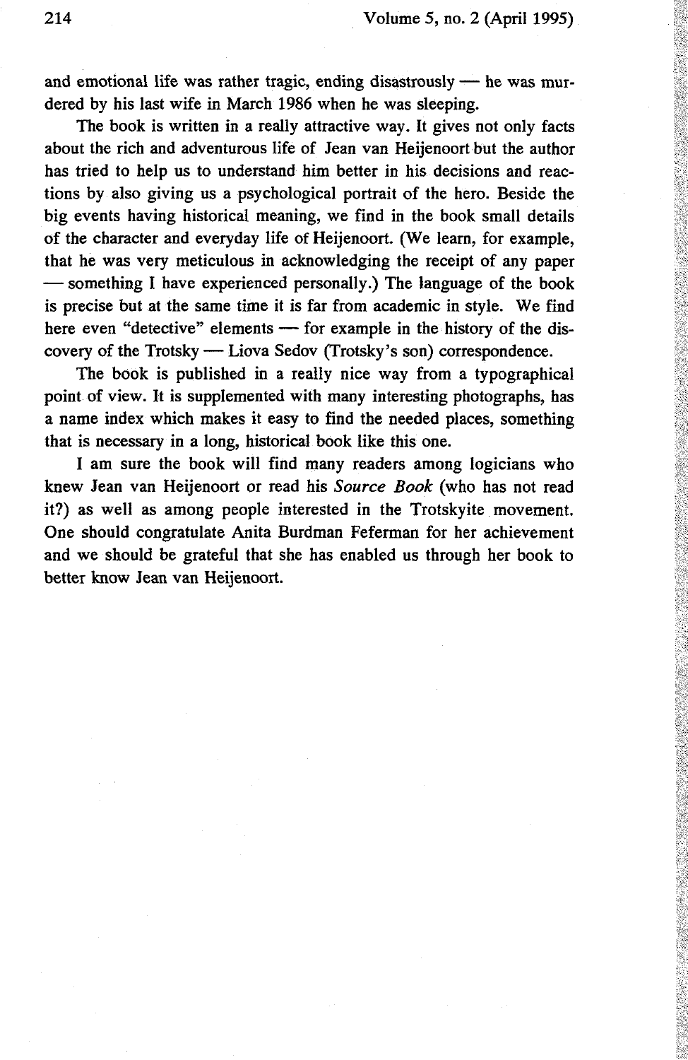and emotional life was rather tragic, ending disastrously — he was murdered by his last wife in March 1986 when he was sleeping.

The book is written in a really attractive way. It gives not only facts about the rich and adventurous life of Jean van Heijenoort but the author has tried to help us to understand him better in his decisions and reactions by also giving us a psychological portrait of the hero. Beside the big events having historical meaning, we find in the book small details of the character and everyday life of Heijenoort. (We learn, for example, that he was very meticulous in acknowledging the receipt of any paper — something I have experienced personally.) The language of the book is precise but at the same time it is far from academic in style. We find here even "detective" elements — for example in the history of the discovery of the Trotsky — Liova Sedov (Trotsky's son) correspondence.

The book is published in a really nice way from a typographical point of view. It is supplemented with many interesting photographs, has a name index which makes it easy to find the needed places, something that is necessary in a long, historical book like this one.

I am sure the book will find many readers among logicians who knew Jean van Heijenoort or read his *Source Book* (who has not read it?) as well as among people interested in the Trotskyite movement. One should congratulate Anita Burdman Feferman for her achievement and we should be grateful that she has enabled us through her book to better know Jean van Heijenoort.